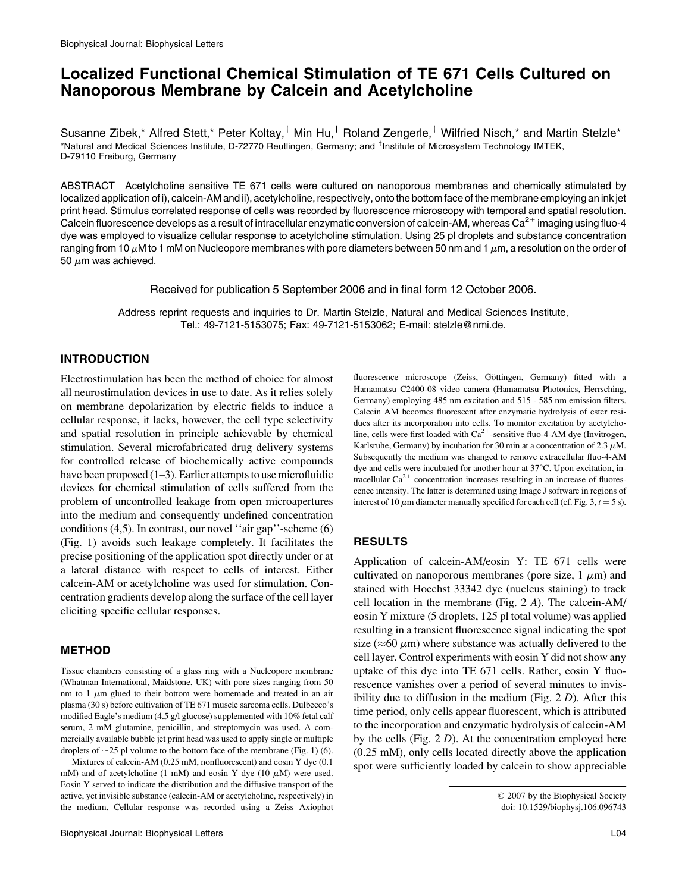# Localized Functional Chemical Stimulation of TE 671 Cells Cultured on Nanoporous Membrane by Calcein and Acetylcholine

Susanne Zibek,* Alfred Stett,* Peter Koltay,[†] Min Hu,[†] Roland Zengerle,[†] Wilfried Nisch,* and Martin Stelzle*
*Natural and Medical Sciences Institute, D-72770 Reutlingen, Germany; and [†]Institute of Microsystem Technology IMTEK, D-79110 Freiburg, Germany

ABSTRACT Acetylcholine sensitive TE 671 cells were cultured on nanoporous membranes and chemically stimulated by localized application of i), calcein-AM and ii), acetylcholine, respectively, onto the bottom face of the membrane employing an ink jet print head. Stimulus correlated response of cells was recorded by fluorescence microscopy with temporal and spatial resolution. Calcein fluorescence develops as a result of intracellular enzymatic conversion of calcein-AM, whereas $Ca^{2+}$ imaging using fluo-4 dye was employed to visualize cellular response to acetylcholine stimulation. Using 25 pl droplets and substance concentration ranging from 10 $\mu$M to 1 mM on Nucleopore membranes with pore diameters between 50 nm and 1 $\mu$m, a resolution on the order of 50 $\mu$m was achieved.

Received for publication 5 September 2006 and in final form 12 October 2006.

Address reprint requests and inquiries to Dr. Martin Stelzle, Natural and Medical Sciences Institute, Tel.: 49-7121-5153075; Fax: 49-7121-5153062; E-mail: stelzle@nmi.de.

## INTRODUCTION

Electrostimulation has been the method of choice for almost all neurostimulation devices in use to date. As it relies solely on membrane depolarization by electric fields to induce a cellular response, it lacks, however, the cell type selectivity and spatial resolution in principle achievable by chemical stimulation. Several microfabricated drug delivery systems for controlled release of biochemically active compounds have been proposed (1–3). Earlier attempts to use microfluidic devices for chemical stimulation of cells suffered from the problem of uncontrolled leakage from open microapertures into the medium and consequently undefined concentration conditions (4,5). In contrast, our novel ''air gap''-scheme (6) (Fig. 1) avoids such leakage completely. It facilitates the precise positioning of the application spot directly under or at a lateral distance with respect to cells of interest. Either calcein-AM or acetylcholine was used for stimulation. Concentration gradients develop along the surface of the cell layer eliciting specific cellular responses.

## METHOD

Tissue chambers consisting of a glass ring with a Nucleopore membrane (Whatman International, Maidstone, UK) with pore sizes ranging from 50 nm to 1 $\mu$m glued to their bottom were homemade and treated in an air plasma (30 s) before cultivation of TE 671 muscle sarcoma cells. Dulbecco's modified Eagle's medium (4.5 g/l glucose) supplemented with 10% fetal calf serum, 2 mM glutamine, penicillin, and streptomycin was used. A commercially available bubble jet print head was used to apply single or multiple droplets of ~25 pl volume to the bottom face of the membrane (Fig. 1) (6).

Mixtures of calcein-AM (0.25 mM, nonfluorescent) and eosin Y dye (0.1 mM) and of acetylcholine (1 mM) and eosin Y dye (10 $\mu$M) were used. Eosin Y served to indicate the distribution and the diffusive transport of the active, yet invisible substance (calcein-AM or acetylcholine, respectively) in the medium. Cellular response was recorded using a Zeiss Axiophot fluorescence microscope (Zeiss, Göttingen, Germany) fitted with a Hamamatsu C2400-08 video camera (Hamamatsu Photonics, Herrsching, Germany) employing 485 nm excitation and 515 - 585 nm emission filters. Calcein AM becomes fluorescent after enzymatic hydrolysis of ester residues after its incorporation into cells. To monitor excitation by acetylcholine, cells were first loaded with $Ca^{2+}$-sensitive fluo-4-AM dye (Invitrogen, Karlsruhe, Germany) by incubation for 30 min at a concentration of 2.3 $\mu$M. Subsequently the medium was changed to remove extracellular fluo-4-AM dye and cells were incubated for another hour at 37°C. Upon excitation, intracellular $Ca^{2+}$ concentration increases resulting in an increase of fluorescence intensity. The latter is determined using Image J software in regions of interest of 10 $\mu$m diameter manually specified for each cell (cf. Fig. 3, $t = 5$ s).

## RESULTS

Application of calcein-AM/eosin Y: TE 671 cells were cultivated on nanoporous membranes (pore size, 1 $\mu$m) and stained with Hoechst 33342 dye (nucleus staining) to track cell location in the membrane (Fig. 2 *A*). The calcein-AM/eosin Y mixture (5 droplets, 125 pl total volume) was applied resulting in a transient fluorescence signal indicating the spot size ($\approx$60 $\mu$m) where substance was actually delivered to the cell layer. Control experiments with eosin Y did not show any uptake of this dye into TE 671 cells. Rather, eosin Y fluorescence vanishes over a period of several minutes to invisibility due to diffusion in the medium (Fig. 2 *D*). After this time period, only cells appear fluorescent, which is attributed to the incorporation and enzymatic hydrolysis of calcein-AM by the cells (Fig. 2 *D*). At the concentration employed here (0.25 mM), only cells located directly above the application spot were sufficiently loaded by calcein to show appreciable

© 2007 by the Biophysical Society
doi: 10.1529/biophysj.106.096743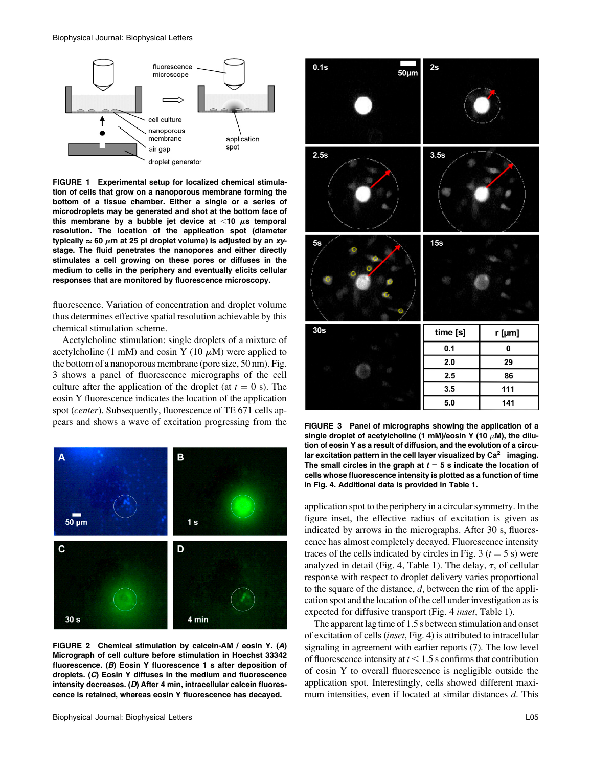FIGURE 1 Experimental setup for localized chemical stimulation of cells that grow on a nanoporous membrane forming the bottom of a tissue chamber. Either a single or a series of microdroplets may be generated and shot at the bottom face of this membrane by a bubble jet device at <10 $\mu$s temporal resolution. The location of the application spot (diameter typically ≈ 60 $\mu$m at 25 pl droplet volume) is adjusted by an *xy*-stage. The fluid penetrates the nanopores and either directly stimulates a cell growing on these pores or diffuses in the medium to cells in the periphery and eventually elicits cellular responses that are monitored by fluorescence microscopy.

fluorescence. Variation of concentration and droplet volume thus determines effective spatial resolution achievable by this chemical stimulation scheme.

Acetylcholine stimulation: single droplets of a mixture of acetylcholine (1 mM) and eosin Y (10 $\mu$M) were applied to the bottom of a nanoporous membrane (pore size, 50 nm). Fig. 3 shows a panel of fluorescence micrographs of the cell culture after the application of the droplet (at $t = 0$ s). The eosin Y fluorescence indicates the location of the application spot (*center*). Subsequently, fluorescence of TE 671 cells appears and shows a wave of excitation progressing from the application spot to the periphery in a circular symmetry. In the figure inset, the effective radius of excitation is given as indicated by arrows in the micrographs. After 30 s, fluorescence has almost completely decayed. Fluorescence intensity traces of the cells indicated by circles in Fig. 3 ($t = 5$ s) were analyzed in detail (Fig. 4, Table 1). The delay, $\tau$, of cellular response with respect to droplet delivery varies proportional to the square of the distance, $d$, between the rim of the application spot and the location of the cell under investigation as is expected for diffusive transport (Fig. 4 *inset*, Table 1).

The apparent lag time of 1.5 s between stimulation and onset of excitation of cells (*inset*, Fig. 4) is attributed to intracellular signaling in agreement with earlier reports (7). The low level of fluorescence intensity at $t < 1.5$ s confirms that contribution of eosin Y to overall fluorescence is negligible outside the application spot. Interestingly, cells showed different maximum intensities, even if located at similar distances $d$. This

FIGURE 2 Chemical stimulation by calcein-AM / eosin Y. (*A*) Micrograph of cell culture before stimulation in Hoechst 33342 fluorescence. (*B*) Eosin Y fluorescence 1 s after deposition of droplets. (*C*) Eosin Y diffuses in the medium and fluorescence intensity decreases. (*D*) After 4 min, intracellular calcein fluorescence is retained, whereas eosin Y fluorescence has decayed.

| time [s] | r [µm] |
|---|---|
| 0.1 | 0 |
| 2.0 | 29 |
| 2.5 | 86 |
| 3.5 | 111 |
| 5.0 | 141 |

FIGURE 3 Panel of micrographs showing the application of a single droplet of acetylcholine (1 mM)/eosin Y (10 $\mu$M), the dilution of eosin Y as a result of diffusion, and the evolution of a circular excitation pattern in the cell layer visualized by $Ca^{2+}$ imaging. The small circles in the graph at $t = 5$ s indicate the location of cells whose fluorescence intensity is plotted as a function of time in Fig. 4. Additional data is provided in Table 1.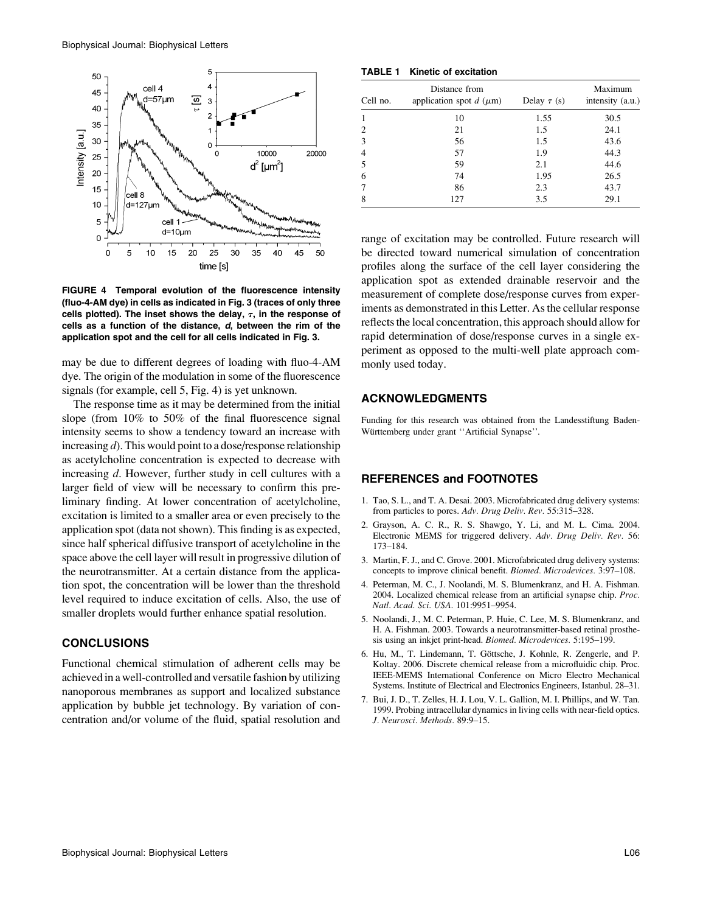cell 4
d=57μm

cell 8
d=127μm

cell 1
d=10μm

Intensity [a.u.]

time [s]

50
45
40
35
30
25
20
15
10
5
0

0 5 10 15 20 25 30 35 40 45 50

τ [s]

5
4
3
2
1
0

0 10000 20000

$d^2$ [μm$^2$]

**FIGURE 4 Temporal evolution of the fluorescence intensity (fluo-4-AM dye) in cells as indicated in Fig. 3 (traces of only three cells plotted). The inset shows the delay, $\tau$, in the response of cells as a function of the distance, *d*, between the rim of the application spot and the cell for all cells indicated in Fig. 3.**

may be due to different degrees of loading with fluo-4-AM dye. The origin of the modulation in some of the fluorescence signals (for example, cell 5, Fig. 4) is yet unknown.

The response time as it may be determined from the initial slope (from 10% to 50% of the final fluorescence signal intensity seems to show a tendency toward an increase with increasing *d*). This would point to a dose/response relationship as acetylcholine concentration is expected to decrease with increasing *d*. However, further study in cell cultures with a larger field of view will be necessary to confirm this preliminary finding. At lower concentration of acetylcholine, excitation is limited to a smaller area or even precisely to the application spot (data not shown). This finding is as expected, since half spherical diffusive transport of acetylcholine in the space above the cell layer will result in progressive dilution of the neurotransmitter. At a certain distance from the application spot, the concentration will be lower than the threshold level required to induce excitation of cells. Also, the use of smaller droplets would further enhance spatial resolution.

## CONCLUSIONS

Functional chemical stimulation of adherent cells may be achieved in a well-controlled and versatile fashion by utilizing nanoporous membranes as support and localized substance application by bubble jet technology. By variation of concentration and/or volume of the fluid, spatial resolution and range of excitation may be controlled. Future research will be directed toward numerical simulation of concentration profiles along the surface of the cell layer considering the application spot as extended drainable reservoir and the measurement of complete dose/response curves from experiments as demonstrated in this Letter. As the cellular response reflects the local concentration, this approach should allow for rapid determination of dose/response curves in a single experiment as opposed to the multi-well plate approach commonly used today.

**TABLE 1 Kinetic of excitation**

| Cell no. | Distance from application spot $d$ (μm) | Delay $\tau$ (s) | Maximum intensity (a.u.) |
|---|---|---|---|
| 1 | 10 | 1.55 | 30.5 |
| 2 | 21 | 1.5 | 24.1 |
| 3 | 56 | 1.5 | 43.6 |
| 4 | 57 | 1.9 | 44.3 |
| 5 | 59 | 2.1 | 44.6 |
| 6 | 74 | 1.95 | 26.5 |
| 7 | 86 | 2.3 | 43.7 |
| 8 | 127 | 3.5 | 29.1 |

## ACKNOWLEDGMENTS

Funding for this research was obtained from the Landesstiftung Baden-Württemberg under grant ''Artificial Synapse''.

## REFERENCES and FOOTNOTES

1. Tao, S. L., and T. A. Desai. 2003. Microfabricated drug delivery systems: from particles to pores. *Adv. Drug Deliv. Rev.* 55:315–328.
2. Grayson, A. C. R., R. S. Shawgo, Y. Li, and M. L. Cima. 2004. Electronic MEMS for triggered delivery. *Adv. Drug Deliv. Rev.* 56: 173–184.
3. Martin, F. J., and C. Grove. 2001. Microfabricated drug delivery systems: concepts to improve clinical benefit. *Biomed. Microdevices.* 3:97–108.
4. Peterman, M. C., J. Noolandi, M. S. Blumenkranz, and H. A. Fishman. 2004. Localized chemical release from an artificial synapse chip. *Proc. Natl. Acad. Sci. USA.* 101:9951–9954.
5. Noolandi, J., M. C. Peterman, P. Huie, C. Lee, M. S. Blumenkranz, and H. A. Fishman. 2003. Towards a neurotransmitter-based retinal prosthesis using an inkjet print-head. *Biomed. Microdevices.* 5:195–199.
6. Hu, M., T. Lindemann, T. Göttsche, J. Kohnle, R. Zengerle, and P. Koltay. 2006. Discrete chemical release from a microfluidic chip. Proc. IEEE-MEMS International Conference on Micro Electro Mechanical Systems. Institute of Electrical and Electronics Engineers, Istanbul. 28–31.
7. Bui, J. D., T. Zelles, H. J. Lou, V. L. Gallion, M. I. Phillips, and W. Tan. 1999. Probing intracellular dynamics in living cells with near-field optics. *J. Neurosci. Methods.* 89:9–15.